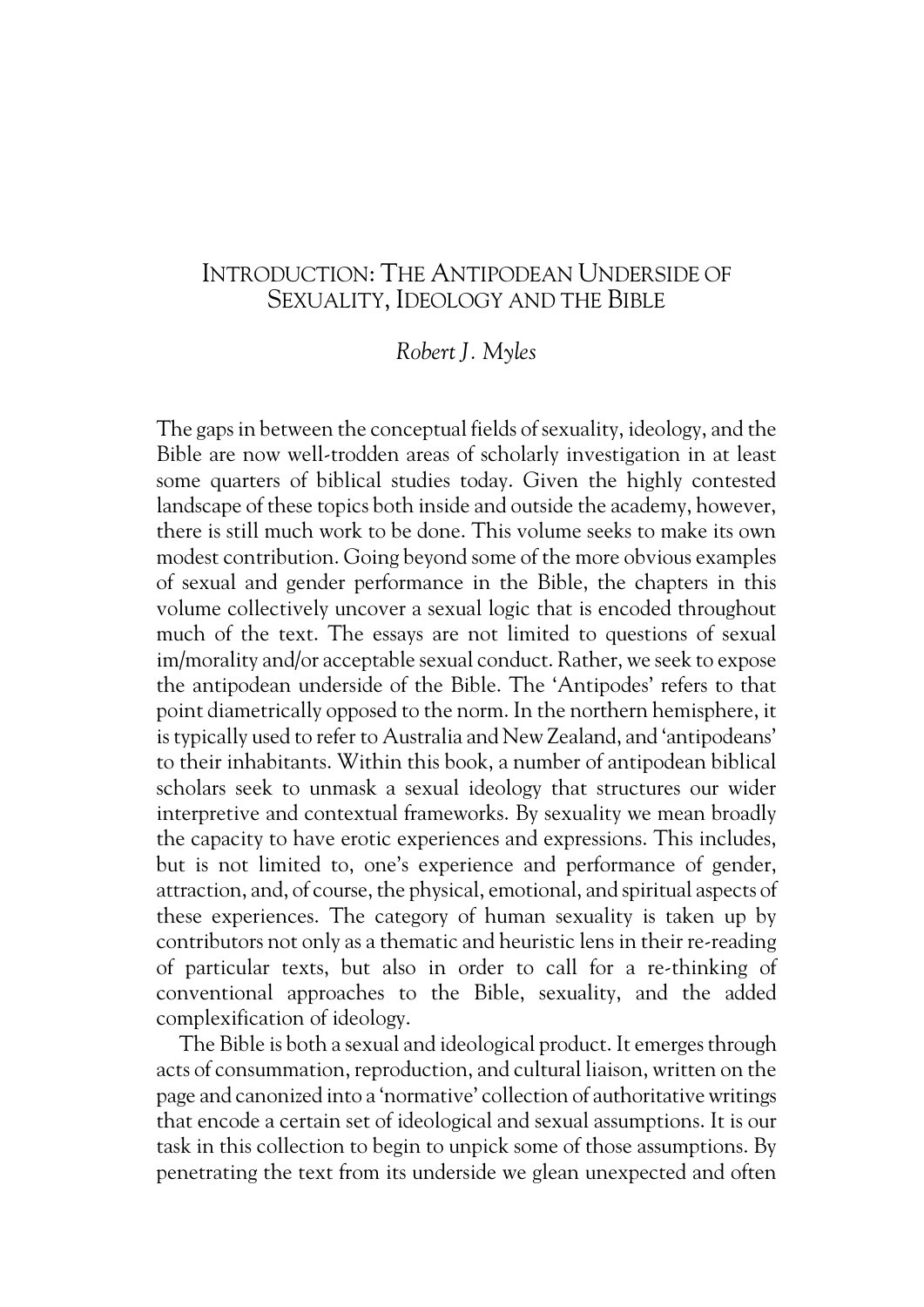# Introduction: The Antipodean Underside of Sexuality, Ideology and the Bible

*Robert J. Myles*

The gaps in between the conceptual fields of sexuality, ideology, and the Bible are now well-trodden areas of scholarly investigation in at least some quarters of biblical studies today. Given the highly contested landscape of these topics both inside and outside the academy, however, there is still much work to be done. This volume seeks to make its own modest contribution. Going beyond some of the more obvious examples of sexual and gender performance in the Bible, the chapters in this volume collectively uncover a sexual logic that is encoded throughout much of the text. The essays are not limited to questions of sexual im/morality and/or acceptable sexual conduct. Rather, we seek to expose the antipodean underside of the Bible. The 'Antipodes' refers to that point diametrically opposed to the norm. In the northern hemisphere, it is typically used to refer to Australia and New Zealand, and 'antipodeans' to their inhabitants. Within this book, a number of antipodean biblical scholars seek to unmask a sexual ideology that structures our wider interpretive and contextual frameworks. By sexuality we mean broadly the capacity to have erotic experiences and expressions. This includes, but is not limited to, one's experience and performance of gender, attraction, and, of course, the physical, emotional, and spiritual aspects of these experiences. The category of human sexuality is taken up by contributors not only as a thematic and heuristic lens in their re-reading of particular texts, but also in order to call for a re-thinking of conventional approaches to the Bible, sexuality, and the added complexification of ideology.

The Bible is both a sexual and ideological product. It emerges through acts of consummation, reproduction, and cultural liaison, written on the page and canonized into a 'normative' collection of authoritative writings that encode a certain set of ideological and sexual assumptions. It is our task in this collection to begin to unpick some of those assumptions. By penetrating the text from its underside we glean unexpected and often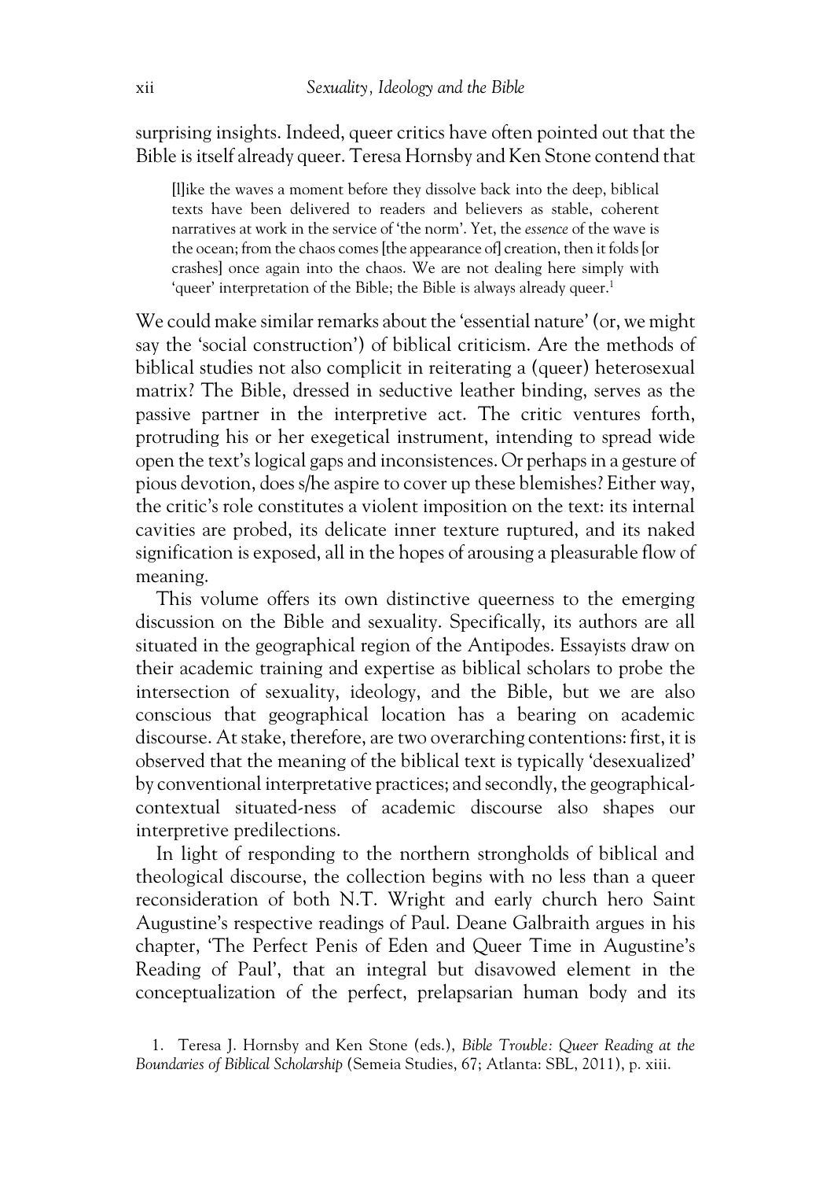surprising insights. Indeed, queer critics have often pointed out that the Bible is itself already queer. Teresa Hornsby and Ken Stone contend that

> [l]ike the waves a moment before they dissolve back into the deep, biblical texts have been delivered to readers and believers as stable, coherent narratives at work in the service of 'the norm'. Yet, the *essence* of the wave is the ocean; from the chaos comes [the appearance of] creation, then it folds [or crashes] once again into the chaos. We are not dealing here simply with 'queer' interpretation of the Bible; the Bible is always already queer.[1]

We could make similar remarks about the 'essential nature' (or, we might say the 'social construction') of biblical criticism. Are the methods of biblical studies not also complicit in reiterating a (queer) heterosexual matrix? The Bible, dressed in seductive leather binding, serves as the passive partner in the interpretive act. The critic ventures forth, protruding his or her exegetical instrument, intending to spread wide open the text's logical gaps and inconsistences. Or perhaps in a gesture of pious devotion, does s/he aspire to cover up these blemishes? Either way, the critic's role constitutes a violent imposition on the text: its internal cavities are probed, its delicate inner texture ruptured, and its naked signification is exposed, all in the hopes of arousing a pleasurable flow of meaning.

This volume offers its own distinctive queerness to the emerging discussion on the Bible and sexuality. Specifically, its authors are all situated in the geographical region of the Antipodes. Essayists draw on their academic training and expertise as biblical scholars to probe the intersection of sexuality, ideology, and the Bible, but we are also conscious that geographical location has a bearing on academic discourse. At stake, therefore, are two overarching contentions: first, it is observed that the meaning of the biblical text is typically 'desexualized' by conventional interpretative practices; and secondly, the geographical-contextual situated-ness of academic discourse also shapes our interpretive predilections.

In light of responding to the northern strongholds of biblical and theological discourse, the collection begins with no less than a queer reconsideration of both N.T. Wright and early church hero Saint Augustine's respective readings of Paul. Deane Galbraith argues in his chapter, 'The Perfect Penis of Eden and Queer Time in Augustine's Reading of Paul', that an integral but disavowed element in the conceptualization of the perfect, prelapsarian human body and its

1. Teresa J. Hornsby and Ken Stone (eds.), *Bible Trouble: Queer Reading at the Boundaries of Biblical Scholarship* (Semeia Studies, 67; Atlanta: SBL, 2011), p. xiii.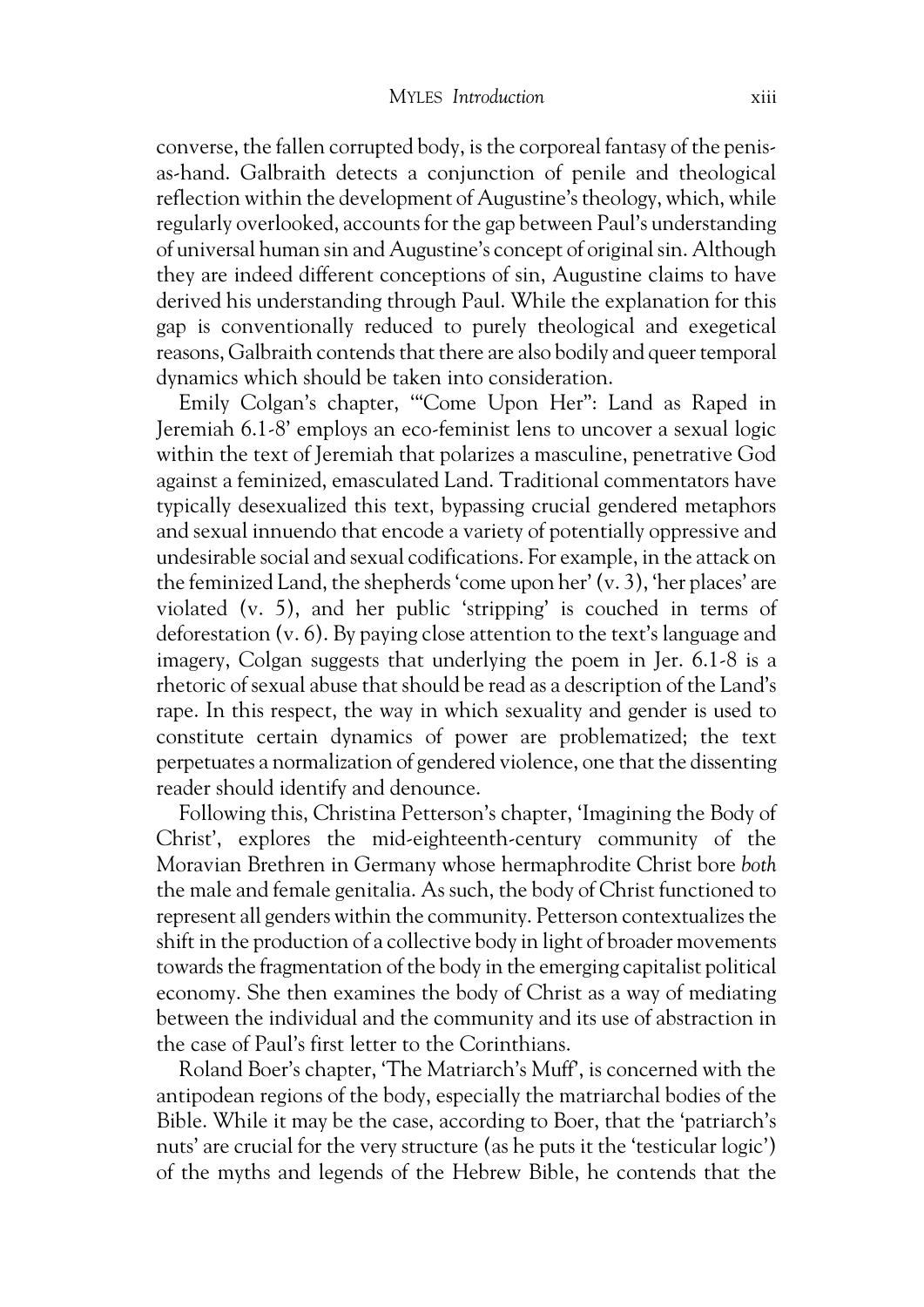converse, the fallen corrupted body, is the corporeal fantasy of the penis-as-hand. Galbraith detects a conjunction of penile and theological reflection within the development of Augustine's theology, which, while regularly overlooked, accounts for the gap between Paul's understanding of universal human sin and Augustine's concept of original sin. Although they are indeed different conceptions of sin, Augustine claims to have derived his understanding through Paul. While the explanation for this gap is conventionally reduced to purely theological and exegetical reasons, Galbraith contends that there are also bodily and queer temporal dynamics which should be taken into consideration.

Emily Colgan's chapter, '"Come Upon Her": Land as Raped in Jeremiah 6.1-8' employs an eco-feminist lens to uncover a sexual logic within the text of Jeremiah that polarizes a masculine, penetrative God against a feminized, emasculated Land. Traditional commentators have typically desexualized this text, bypassing crucial gendered metaphors and sexual innuendo that encode a variety of potentially oppressive and undesirable social and sexual codifications. For example, in the attack on the feminized Land, the shepherds 'come upon her' (v. 3), 'her places' are violated (v. 5), and her public 'stripping' is couched in terms of deforestation (v. 6). By paying close attention to the text's language and imagery, Colgan suggests that underlying the poem in Jer. 6.1-8 is a rhetoric of sexual abuse that should be read as a description of the Land's rape. In this respect, the way in which sexuality and gender is used to constitute certain dynamics of power are problematized; the text perpetuates a normalization of gendered violence, one that the dissenting reader should identify and denounce.

Following this, Christina Petterson's chapter, 'Imagining the Body of Christ', explores the mid-eighteenth-century community of the Moravian Brethren in Germany whose hermaphrodite Christ bore *both* the male and female genitalia. As such, the body of Christ functioned to represent all genders within the community. Petterson contextualizes the shift in the production of a collective body in light of broader movements towards the fragmentation of the body in the emerging capitalist political economy. She then examines the body of Christ as a way of mediating between the individual and the community and its use of abstraction in the case of Paul's first letter to the Corinthians.

Roland Boer's chapter, 'The Matriarch's Muff', is concerned with the antipodean regions of the body, especially the matriarchal bodies of the Bible. While it may be the case, according to Boer, that the 'patriarch's nuts' are crucial for the very structure (as he puts it the 'testicular logic') of the myths and legends of the Hebrew Bible, he contends that the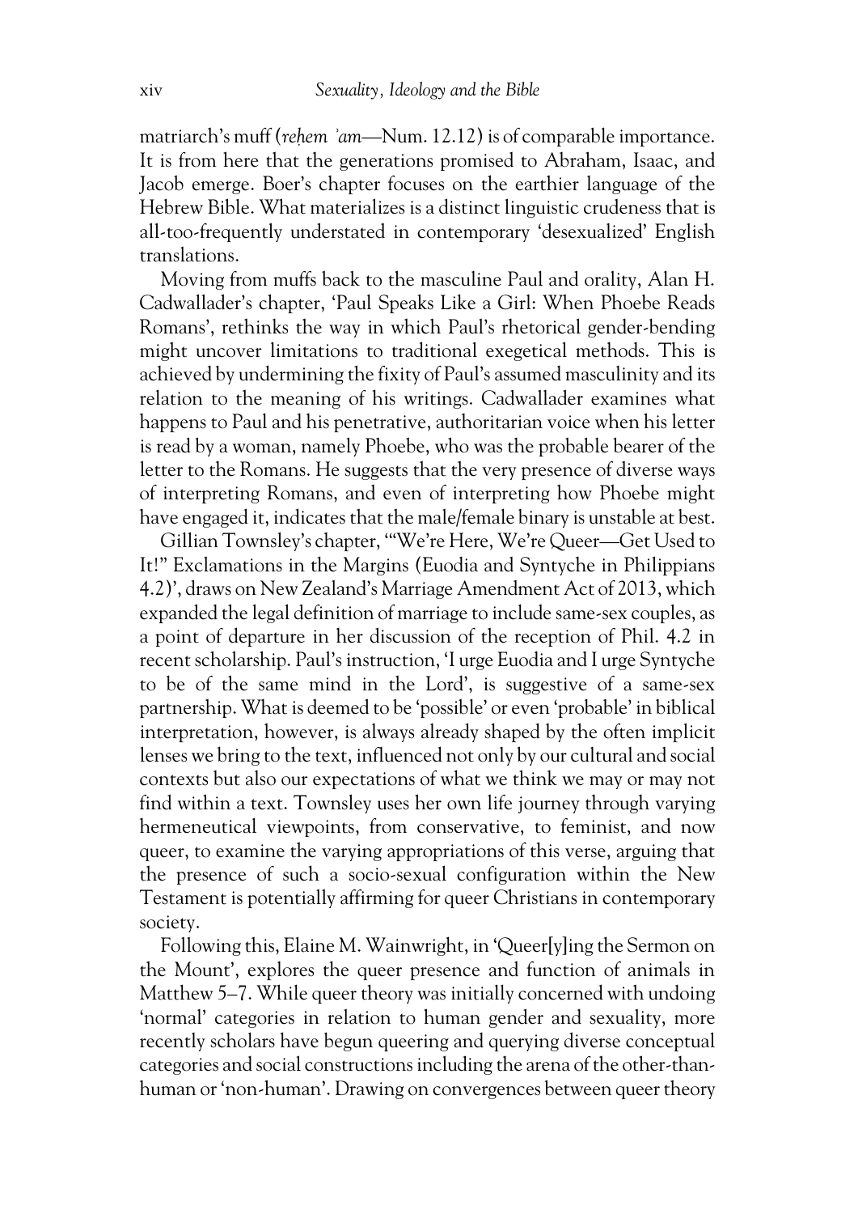matriarch's muff (*reḥem ʾam*—Num. 12.12) is of comparable importance. It is from here that the generations promised to Abraham, Isaac, and Jacob emerge. Boer's chapter focuses on the earthier language of the Hebrew Bible. What materializes is a distinct linguistic crudeness that is all-too-frequently understated in contemporary 'desexualized' English translations.

Moving from muffs back to the masculine Paul and orality, Alan H. Cadwallader's chapter, 'Paul Speaks Like a Girl: When Phoebe Reads Romans', rethinks the way in which Paul's rhetorical gender-bending might uncover limitations to traditional exegetical methods. This is achieved by undermining the fixity of Paul's assumed masculinity and its relation to the meaning of his writings. Cadwallader examines what happens to Paul and his penetrative, authoritarian voice when his letter is read by a woman, namely Phoebe, who was the probable bearer of the letter to the Romans. He suggests that the very presence of diverse ways of interpreting Romans, and even of interpreting how Phoebe might have engaged it, indicates that the male/female binary is unstable at best.

Gillian Townsley's chapter, '"We're Here, We're Queer—Get Used to It!" Exclamations in the Margins (Euodia and Syntyche in Philippians 4.2)', draws on New Zealand's Marriage Amendment Act of 2013, which expanded the legal definition of marriage to include same-sex couples, as a point of departure in her discussion of the reception of Phil. 4.2 in recent scholarship. Paul's instruction, 'I urge Euodia and I urge Syntyche to be of the same mind in the Lord', is suggestive of a same-sex partnership. What is deemed to be 'possible' or even 'probable' in biblical interpretation, however, is always already shaped by the often implicit lenses we bring to the text, influenced not only by our cultural and social contexts but also our expectations of what we think we may or may not find within a text. Townsley uses her own life journey through varying hermeneutical viewpoints, from conservative, to feminist, and now queer, to examine the varying appropriations of this verse, arguing that the presence of such a socio-sexual configuration within the New Testament is potentially affirming for queer Christians in contemporary society.

Following this, Elaine M. Wainwright, in 'Queer[y]ing the Sermon on the Mount', explores the queer presence and function of animals in Matthew 5–7. While queer theory was initially concerned with undoing 'normal' categories in relation to human gender and sexuality, more recently scholars have begun queering and querying diverse conceptual categories and social constructions including the arena of the other-than-human or 'non-human'. Drawing on convergences between queer theory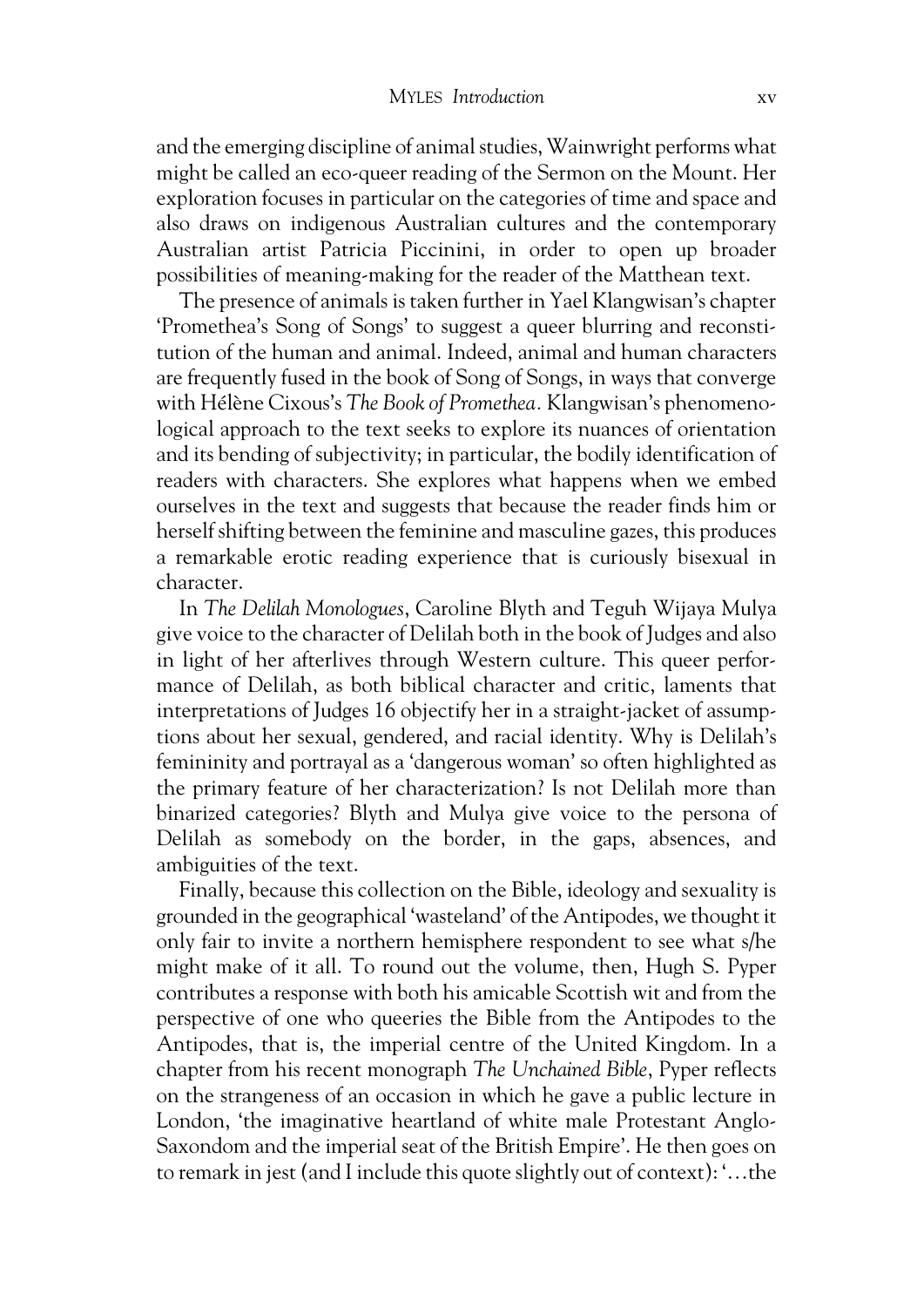and the emerging discipline of animal studies, Wainwright performs what might be called an eco-queer reading of the Sermon on the Mount. Her exploration focuses in particular on the categories of time and space and also draws on indigenous Australian cultures and the contemporary Australian artist Patricia Piccinini, in order to open up broader possibilities of meaning-making for the reader of the Matthean text.

The presence of animals is taken further in Yael Klangwisan's chapter 'Promethea's Song of Songs' to suggest a queer blurring and reconstitution of the human and animal. Indeed, animal and human characters are frequently fused in the book of Song of Songs, in ways that converge with Hélène Cixous's *The Book of Promethea*. Klangwisan's phenomenological approach to the text seeks to explore its nuances of orientation and its bending of subjectivity; in particular, the bodily identification of readers with characters. She explores what happens when we embed ourselves in the text and suggests that because the reader finds him or herself shifting between the feminine and masculine gazes, this produces a remarkable erotic reading experience that is curiously bisexual in character.

In *The Delilah Monologues*, Caroline Blyth and Teguh Wijaya Mulya give voice to the character of Delilah both in the book of Judges and also in light of her afterlives through Western culture. This queer performance of Delilah, as both biblical character and critic, laments that interpretations of Judges 16 objectify her in a straight-jacket of assumptions about her sexual, gendered, and racial identity. Why is Delilah's femininity and portrayal as a 'dangerous woman' so often highlighted as the primary feature of her characterization? Is not Delilah more than binarized categories? Blyth and Mulya give voice to the persona of Delilah as somebody on the border, in the gaps, absences, and ambiguities of the text.

Finally, because this collection on the Bible, ideology and sexuality is grounded in the geographical 'wasteland' of the Antipodes, we thought it only fair to invite a northern hemisphere respondent to see what s/he might make of it all. To round out the volume, then, Hugh S. Pyper contributes a response with both his amicable Scottish wit and from the perspective of one who queeries the Bible from the Antipodes to the Antipodes, that is, the imperial centre of the United Kingdom. In a chapter from his recent monograph *The Unchained Bible*, Pyper reflects on the strangeness of an occasion in which he gave a public lecture in London, 'the imaginative heartland of white male Protestant Anglo-Saxondom and the imperial seat of the British Empire'. He then goes on to remark in jest (and I include this quote slightly out of context): '…the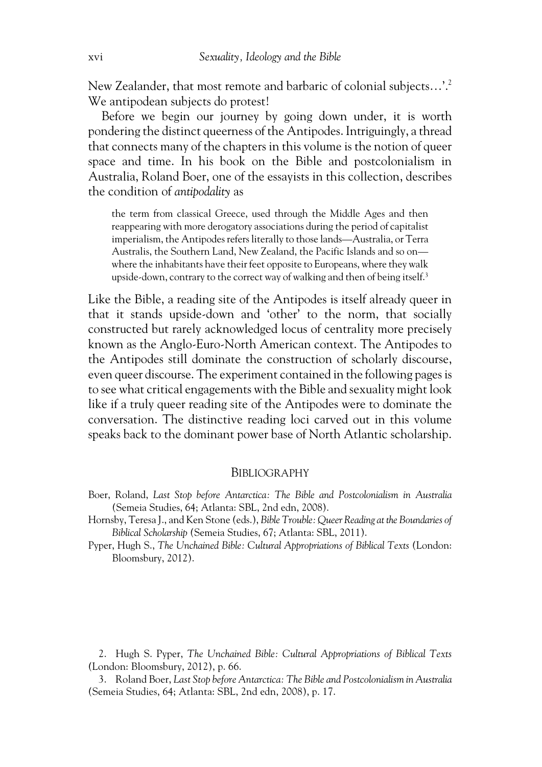New Zealander, that most remote and barbaric of colonial subjects…'.[2] We antipodean subjects do protest!

Before we begin our journey by going down under, it is worth pondering the distinct queerness of the Antipodes. Intriguingly, a thread that connects many of the chapters in this volume is the notion of queer space and time. In his book on the Bible and postcolonialism in Australia, Roland Boer, one of the essayists in this collection, describes the condition of *antipodality* as

> the term from classical Greece, used through the Middle Ages and then reappearing with more derogatory associations during the period of capitalist imperialism, the Antipodes refers literally to those lands—Australia, or Terra Australis, the Southern Land, New Zealand, the Pacific Islands and so on—where the inhabitants have their feet opposite to Europeans, where they walk upside-down, contrary to the correct way of walking and then of being itself.[3]

Like the Bible, a reading site of the Antipodes is itself already queer in that it stands upside-down and 'other' to the norm, that socially constructed but rarely acknowledged locus of centrality more precisely known as the Anglo-Euro-North American context. The Antipodes to the Antipodes still dominate the construction of scholarly discourse, even queer discourse. The experiment contained in the following pages is to see what critical engagements with the Bible and sexuality might look like if a truly queer reading site of the Antipodes were to dominate the conversation. The distinctive reading loci carved out in this volume speaks back to the dominant power base of North Atlantic scholarship.

## Bibliography

Boer, Roland, *Last Stop before Antarctica: The Bible and Postcolonialism in Australia* (Semeia Studies, 64; Atlanta: SBL, 2nd edn, 2008).

Hornsby, Teresa J., and Ken Stone (eds.), *Bible Trouble: Queer Reading at the Boundaries of Biblical Scholarship* (Semeia Studies, 67; Atlanta: SBL, 2011).

Pyper, Hugh S., *The Unchained Bible: Cultural Appropriations of Biblical Texts* (London: Bloomsbury, 2012).

---

2. Hugh S. Pyper, *The Unchained Bible: Cultural Appropriations of Biblical Texts* (London: Bloomsbury, 2012), p. 66.

3. Roland Boer, *Last Stop before Antarctica: The Bible and Postcolonialism in Australia* (Semeia Studies, 64; Atlanta: SBL, 2nd edn, 2008), p. 17.